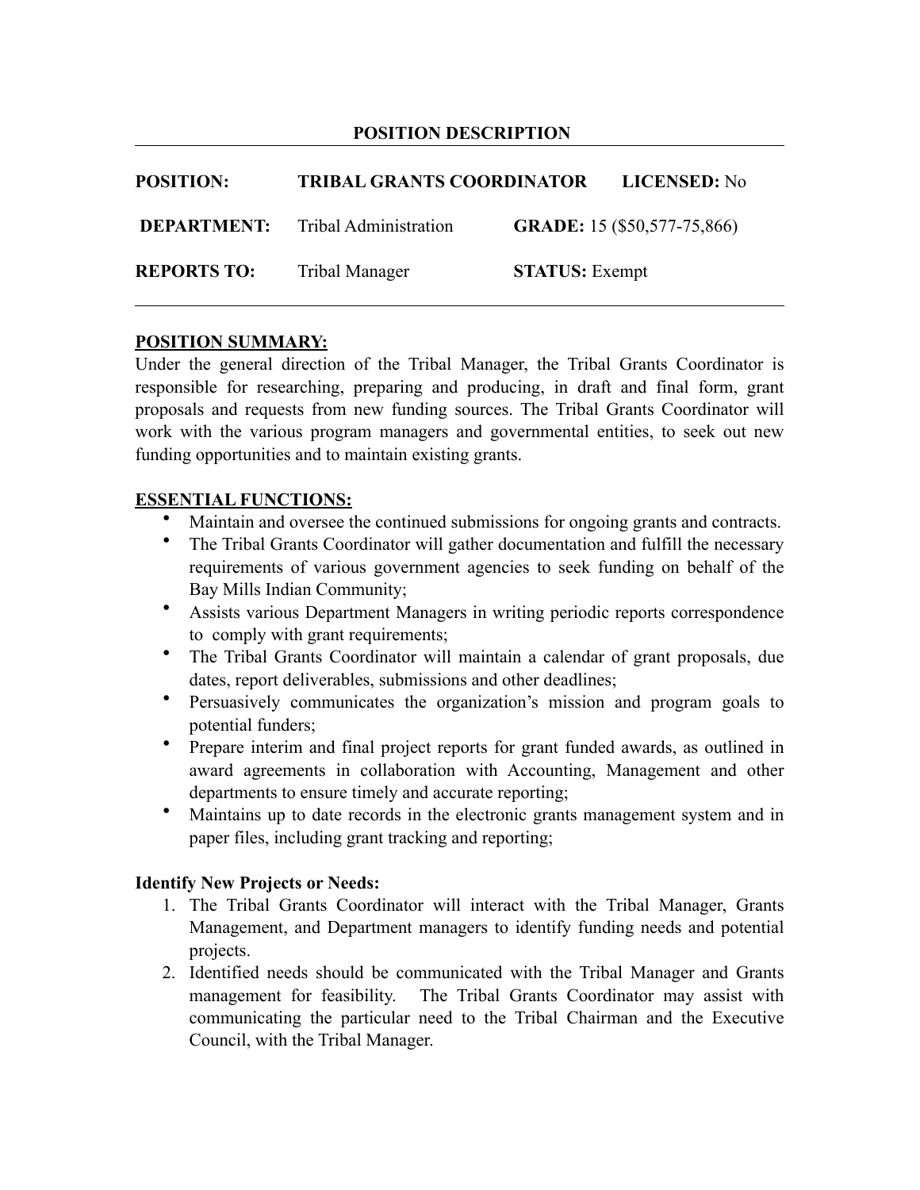## POSITION DESCRIPTION

**POSITION:** **TRIBAL GRANTS COORDINATOR** **LICENSED:** No

**DEPARTMENT:** Tribal Administration **GRADE:** 15 ($50,577-75,866)

**REPORTS TO:** Tribal Manager **STATUS:** Exempt

---

**POSITION SUMMARY:**

Under the general direction of the Tribal Manager, the Tribal Grants Coordinator is responsible for researching, preparing and producing, in draft and final form, grant proposals and requests from new funding sources. The Tribal Grants Coordinator will work with the various program managers and governmental entities, to seek out new funding opportunities and to maintain existing grants.

**ESSENTIAL FUNCTIONS:**

- Maintain and oversee the continued submissions for ongoing grants and contracts.
- The Tribal Grants Coordinator will gather documentation and fulfill the necessary requirements of various government agencies to seek funding on behalf of the Bay Mills Indian Community;
- Assists various Department Managers in writing periodic reports correspondence to comply with grant requirements;
- The Tribal Grants Coordinator will maintain a calendar of grant proposals, due dates, report deliverables, submissions and other deadlines;
- Persuasively communicates the organization's mission and program goals to potential funders;
- Prepare interim and final project reports for grant funded awards, as outlined in award agreements in collaboration with Accounting, Management and other departments to ensure timely and accurate reporting;
- Maintains up to date records in the electronic grants management system and in paper files, including grant tracking and reporting;

**Identify New Projects or Needs:**

1. The Tribal Grants Coordinator will interact with the Tribal Manager, Grants Management, and Department managers to identify funding needs and potential projects.
2. Identified needs should be communicated with the Tribal Manager and Grants management for feasibility. The Tribal Grants Coordinator may assist with communicating the particular need to the Tribal Chairman and the Executive Council, with the Tribal Manager.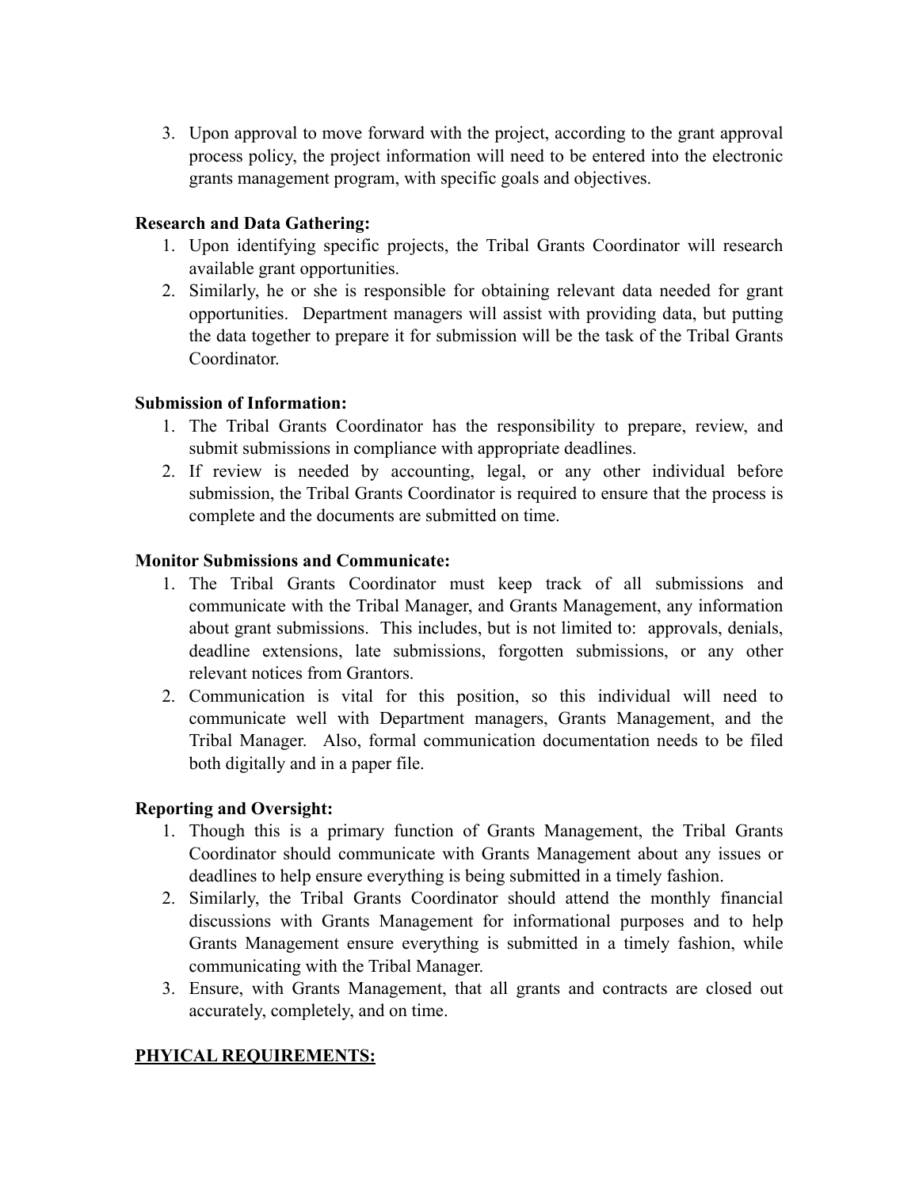3. Upon approval to move forward with the project, according to the grant approval process policy, the project information will need to be entered into the electronic grants management program, with specific goals and objectives.

**Research and Data Gathering:**

1. Upon identifying specific projects, the Tribal Grants Coordinator will research available grant opportunities.
2. Similarly, he or she is responsible for obtaining relevant data needed for grant opportunities. Department managers will assist with providing data, but putting the data together to prepare it for submission will be the task of the Tribal Grants Coordinator.

**Submission of Information:**

1. The Tribal Grants Coordinator has the responsibility to prepare, review, and submit submissions in compliance with appropriate deadlines.
2. If review is needed by accounting, legal, or any other individual before submission, the Tribal Grants Coordinator is required to ensure that the process is complete and the documents are submitted on time.

**Monitor Submissions and Communicate:**

1. The Tribal Grants Coordinator must keep track of all submissions and communicate with the Tribal Manager, and Grants Management, any information about grant submissions. This includes, but is not limited to: approvals, denials, deadline extensions, late submissions, forgotten submissions, or any other relevant notices from Grantors.
2. Communication is vital for this position, so this individual will need to communicate well with Department managers, Grants Management, and the Tribal Manager. Also, formal communication documentation needs to be filed both digitally and in a paper file.

**Reporting and Oversight:**

1. Though this is a primary function of Grants Management, the Tribal Grants Coordinator should communicate with Grants Management about any issues or deadlines to help ensure everything is being submitted in a timely fashion.
2. Similarly, the Tribal Grants Coordinator should attend the monthly financial discussions with Grants Management for informational purposes and to help Grants Management ensure everything is submitted in a timely fashion, while communicating with the Tribal Manager.
3. Ensure, with Grants Management, that all grants and contracts are closed out accurately, completely, and on time.

**PHYICAL REQUIREMENTS:**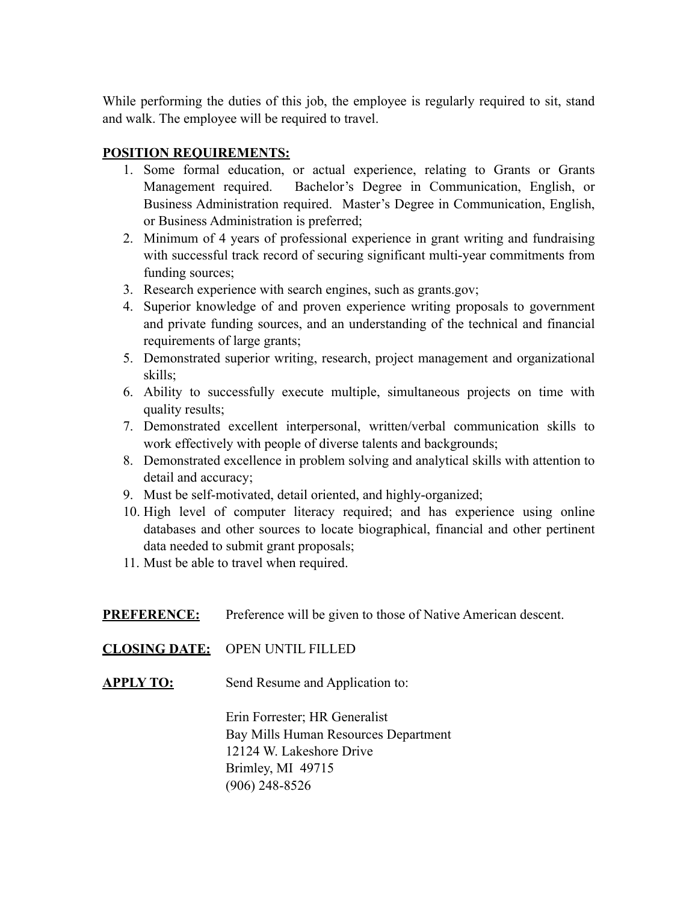While performing the duties of this job, the employee is regularly required to sit, stand and walk. The employee will be required to travel.

**POSITION REQUIREMENTS:**

1. Some formal education, or actual experience, relating to Grants or Grants Management required. Bachelor's Degree in Communication, English, or Business Administration required. Master's Degree in Communication, English, or Business Administration is preferred;
2. Minimum of 4 years of professional experience in grant writing and fundraising with successful track record of securing significant multi-year commitments from funding sources;
3. Research experience with search engines, such as grants.gov;
4. Superior knowledge of and proven experience writing proposals to government and private funding sources, and an understanding of the technical and financial requirements of large grants;
5. Demonstrated superior writing, research, project management and organizational skills;
6. Ability to successfully execute multiple, simultaneous projects on time with quality results;
7. Demonstrated excellent interpersonal, written/verbal communication skills to work effectively with people of diverse talents and backgrounds;
8. Demonstrated excellence in problem solving and analytical skills with attention to detail and accuracy;
9. Must be self-motivated, detail oriented, and highly-organized;
10. High level of computer literacy required; and has experience using online databases and other sources to locate biographical, financial and other pertinent data needed to submit grant proposals;
11. Must be able to travel when required.

**PREFERENCE:** Preference will be given to those of Native American descent.

**CLOSING DATE:** OPEN UNTIL FILLED

**APPLY TO:** Send Resume and Application to:

Erin Forrester; HR Generalist
Bay Mills Human Resources Department
12124 W. Lakeshore Drive
Brimley, MI 49715
(906) 248-8526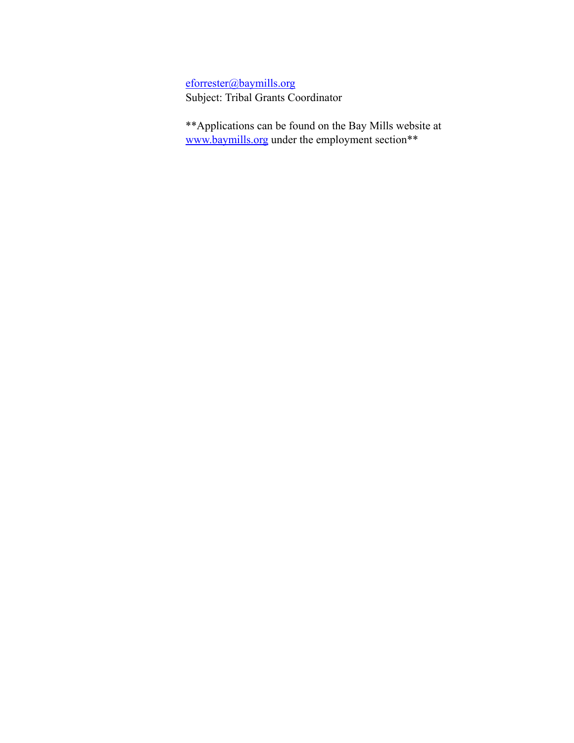eforrester@baymills.org
Subject: Tribal Grants Coordinator

**Applications can be found on the Bay Mills website at www.baymills.org under the employment section**